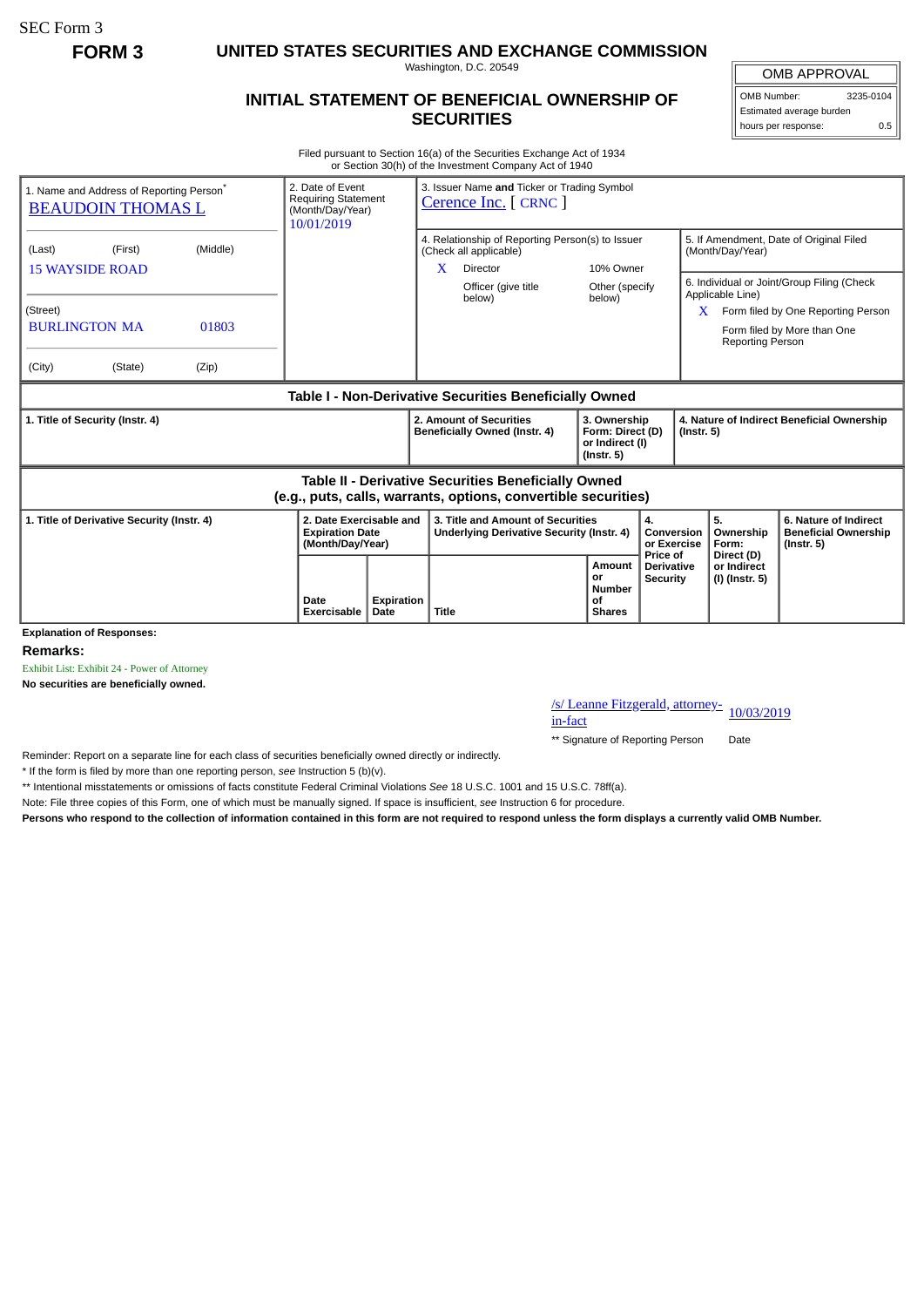SEC Form 3

**FORM 3**

# UNITED STATES SECURITIES AND EXCHANGE COMMISSION

Washington, D.C. 20549

## INITIAL STATEMENT OF BENEFICIAL OWNERSHIP OF SECURITIES

| OMB APPROVAL | |
|---|---|
| OMB Number: | 3235-0104 |
| Estimated average burden | |
| hours per response: | 0.5 |

Filed pursuant to Section 16(a) of the Securities Exchange Act of 1934
or Section 30(h) of the Investment Company Act of 1940

| 1. Name and Address of Reporting Person* | 2. Date of Event Requiring Statement (Month/Day/Year) | 3. Issuer Name **and** Ticker or Trading Symbol |
|---|---|---|
| BEAUDOIN THOMAS L | 10/01/2019 | Cerence Inc. [ CRNC ] |
| (Last) (First) (Middle) | | 4. Relationship of Reporting Person(s) to Issuer (Check all applicable) |
| 15 WAYSIDE ROAD | | X Director; 10% Owner; Officer (give title below); Other (specify below) |
| (Street) | | 5. If Amendment, Date of Original Filed (Month/Day/Year) |
| BURLINGTON MA 01803 | | 6. Individual or Joint/Group Filing (Check Applicable Line) |
| (City) (State) (Zip) | | X Form filed by One Reporting Person; Form filed by More than One Reporting Person |

**Table I - Non-Derivative Securities Beneficially Owned**

| 1. Title of Security (Instr. 4) | 2. Amount of Securities Beneficially Owned (Instr. 4) | 3. Ownership Form: Direct (D) or Indirect (I) (Instr. 5) | 4. Nature of Indirect Beneficial Ownership (Instr. 5) |
|---|---|---|---|

**Table II - Derivative Securities Beneficially Owned (e.g., puts, calls, warrants, options, convertible securities)**

| 1. Title of Derivative Security (Instr. 4) | 2. Date Exercisable and Expiration Date (Month/Day/Year) | | 3. Title and Amount of Securities Underlying Derivative Security (Instr. 4) | | 4. Conversion or Exercise Price of Derivative Security | 5. Ownership Form: Direct (D) or Indirect (I) (Instr. 5) | 6. Nature of Indirect Beneficial Ownership (Instr. 5) |
|---|---|---|---|---|---|---|---|
| | Date Exercisable | Expiration Date | Title | Amount or Number of Shares | | | |

**Explanation of Responses:**

**Remarks:**

Exhibit List: Exhibit 24 - Power of Attorney

**No securities are beneficially owned.**

/s/ Leanne Fitzgerald, attorney-in-fact 10/03/2019

** Signature of Reporting Person Date

Reminder: Report on a separate line for each class of securities beneficially owned directly or indirectly.

* If the form is filed by more than one reporting person, *see* Instruction 5 (b)(v).

** Intentional misstatements or omissions of facts constitute Federal Criminal Violations *See* 18 U.S.C. 1001 and 15 U.S.C. 78ff(a).

Note: File three copies of this Form, one of which must be manually signed. If space is insufficient, *see* Instruction 6 for procedure.

**Persons who respond to the collection of information contained in this form are not required to respond unless the form displays a currently valid OMB Number.**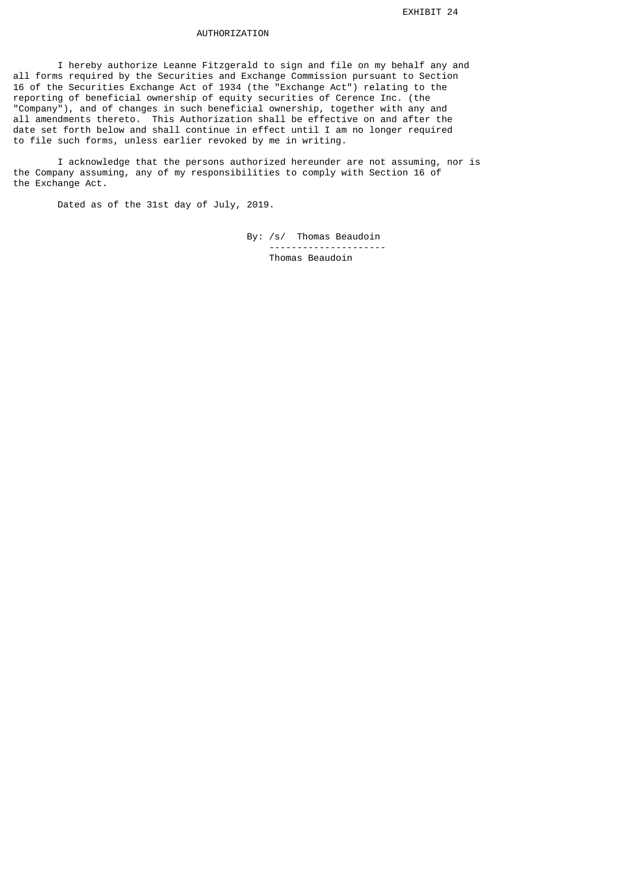EXHIBIT 24

# AUTHORIZATION

I hereby authorize Leanne Fitzgerald to sign and file on my behalf any and all forms required by the Securities and Exchange Commission pursuant to Section 16 of the Securities Exchange Act of 1934 (the "Exchange Act") relating to the reporting of beneficial ownership of equity securities of Cerence Inc. (the "Company"), and of changes in such beneficial ownership, together with any and all amendments thereto. This Authorization shall be effective on and after the date set forth below and shall continue in effect until I am no longer required to file such forms, unless earlier revoked by me in writing.

I acknowledge that the persons authorized hereunder are not assuming, nor is the Company assuming, any of my responsibilities to comply with Section 16 of the Exchange Act.

Dated as of the 31st day of July, 2019.

By: /s/ Thomas Beaudoin

Thomas Beaudoin